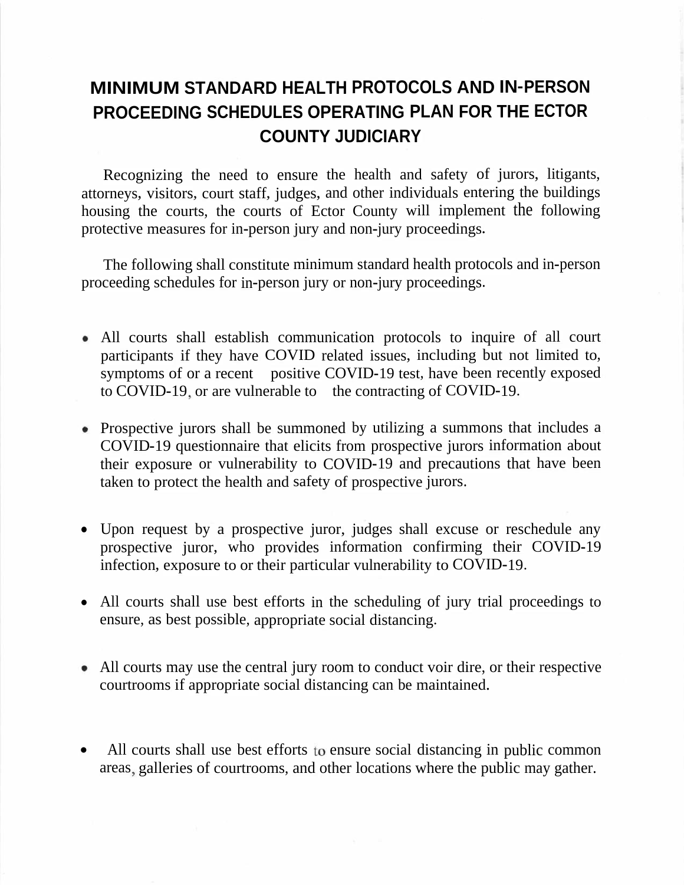# MINIMUM STANDARD HEALTH PROTOCOLS AND IN-PERSON PROCEEDING SCHEDULES OPERATING PLAN FOR THE ECTOR COUNTY JUDICIARY

Recognizing the need to ensure the health and safety of jurors, litigants, attorneys, visitors, court staff, judges, and other individuals entering the buildings housing the courts, the courts of Ector County will implement the following protective measures for in-person jury and non-jury proceedings.

The following shall constitute minimum standard health protocols and in-person proceeding schedules for in-person jury or non-jury proceedings.

- All courts shall establish communication protocols to inquire of all court participants if they have COVID related issues, including but not limited to, symptoms of or a recent positive COVID-19 test, have been recently exposed to COVID-19, or are vulnerable to the contracting of COVID-19.

- Prospective jurors shall be summoned by utilizing a summons that includes a COVID-19 questionnaire that elicits from prospective jurors information about their exposure or vulnerability to COVID-19 and precautions that have been taken to protect the health and safety of prospective jurors.

- Upon request by a prospective juror, judges shall excuse or reschedule any prospective juror, who provides information confirming their COVID-19 infection, exposure to or their particular vulnerability to COVID-19.

- All courts shall use best efforts in the scheduling of jury trial proceedings to ensure, as best possible, appropriate social distancing.

- All courts may use the central jury room to conduct voir dire, or their respective courtrooms if appropriate social distancing can be maintained.

- All courts shall use best efforts to ensure social distancing in public common areas, galleries of courtrooms, and other locations where the public may gather.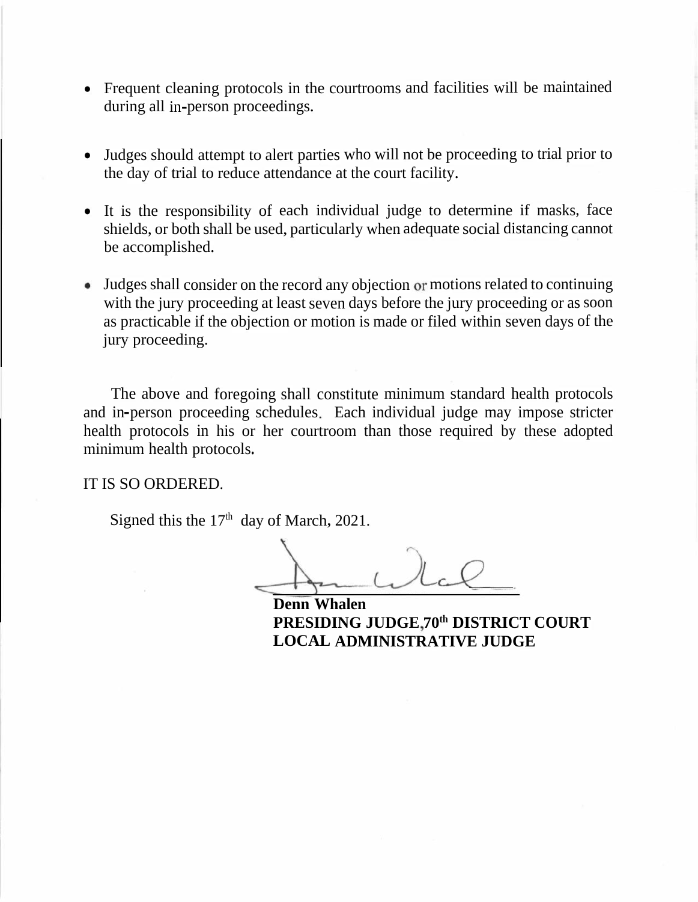- Frequent cleaning protocols in the courtrooms and facilities will be maintained during all in-person proceedings.

- Judges should attempt to alert parties who will not be proceeding to trial prior to the day of trial to reduce attendance at the court facility.

- It is the responsibility of each individual judge to determine if masks, face shields, or both shall be used, particularly when adequate social distancing cannot be accomplished.

- Judges shall consider on the record any objection or motions related to continuing with the jury proceeding at least seven days before the jury proceeding or as soon as practicable if the objection or motion is made or filed within seven days of the jury proceeding.

The above and foregoing shall constitute minimum standard health protocols and in-person proceeding schedules. Each individual judge may impose stricter health protocols in his or her courtroom than those required by these adopted minimum health protocols.

IT IS SO ORDERED.

Signed this the 17th day of March, 2021.

**Denn Whalen**
**PRESIDING JUDGE, 70th DISTRICT COURT**
**LOCAL ADMINISTRATIVE JUDGE**